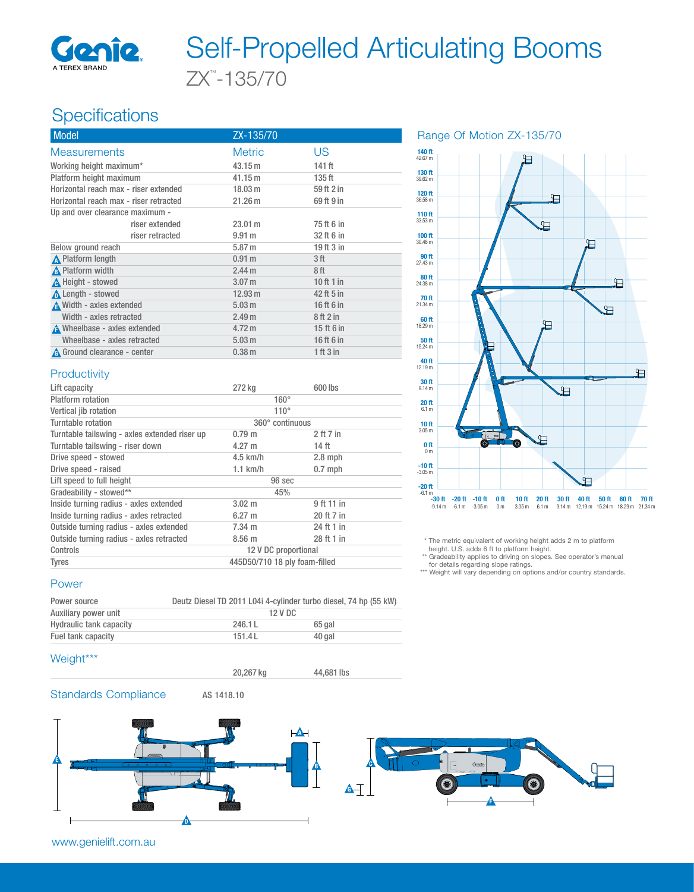# Self-Propelled Articulating Booms

ZX™-135/70

## Specifications

| Model | ZX-135/70 | |
|---|---|---|
| **Measurements** | **Metric** | **US** |
| Working height maximum* | 43.15 m | 141 ft |
| Platform height maximum | 41.15 m | 135 ft |
| Horizontal reach max - riser extended | 18.03 m | 59 ft 2 in |
| Horizontal reach max - riser retracted | 21.26 m | 69 ft 9 in |
| Up and over clearance maximum - riser extended | 23.01 m | 75 ft 6 in |
| riser retracted | 9.91 m | 32 ft 6 in |
| Below ground reach | 5.87 m | 19 ft 3 in |
| A Platform length | 0.91 m | 3 ft |
| B Platform width | 2.44 m | 8 ft |
| C Height - stowed | 3.07 m | 10 ft 1 in |
| D Length - stowed | 12.93 m | 42 ft 5 in |
| E Width - axles extended | 5.03 m | 16 ft 6 in |
| Width - axles retracted | 2.49 m | 8 ft 2 in |
| F Wheelbase - axles extended | 4.72 m | 15 ft 6 in |
| Wheelbase - axles retracted | 5.03 m | 16 ft 6 in |
| G Ground clearance - center | 0.38 m | 1 ft 3 in |

### Productivity

| | | |
|---|---|---|
| Lift capacity | 272 kg | 600 lbs |
| Platform rotation | 160° | |
| Vertical jib rotation | 110° | |
| Turntable rotation | 360° continuous | |
| Turntable tailswing - axles extended riser up | 0.79 m | 2 ft 7 in |
| Turntable tailswing - riser down | 4.27 m | 14 ft |
| Drive speed - stowed | 4.5 km/h | 2.8 mph |
| Drive speed - raised | 1.1 km/h | 0.7 mph |
| Lift speed to full height | 96 sec | |
| Gradeability - stowed** | 45% | |
| Inside turning radius - axles extended | 3.02 m | 9 ft 11 in |
| Inside turning radius - axles retracted | 6.27 m | 20 ft 7 in |
| Outside turning radius - axles extended | 7.34 m | 24 ft 1 in |
| Outside turning radius - axles retracted | 8.56 m | 28 ft 1 in |
| Controls | 12 V DC proportional | |
| Tyres | 445D50/710 18 ply foam-filled | |

### Power

| | | |
|---|---|---|
| Power source | Deutz Diesel TD 2011 L04i 4-cylinder turbo diesel, 74 hp (55 kW) | |
| Auxiliary power unit | 12 V DC | |
| Hydraulic tank capacity | 246.1 L | 65 gal |
| Fuel tank capacity | 151.4 L | 40 gal |

### Weight***

| | |
|---|---|
| 20,267 kg | 44,681 lbs |

### Standards Compliance

AS 1418.10

## Range Of Motion ZX-135/70

\* The metric equivalent of working height adds 2 m to platform height. U.S. adds 6 ft to platform height.
\*\* Gradeability applies to driving on slopes. See operator's manual for details regarding slope ratings.
\*\*\* Weight will vary depending on options and/or country standards.

www.genielift.com.au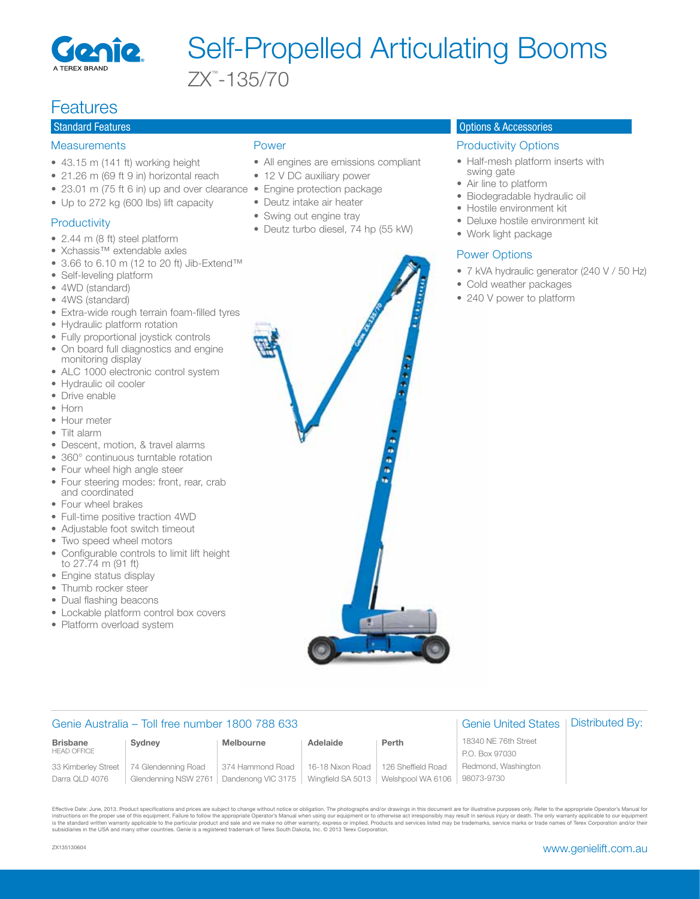# Self-Propelled Articulating Booms

ZX™-135/70

## Features

### Standard Features

#### Measurements

- 43.15 m (141 ft) working height
- 21.26 m (69 ft 9 in) horizontal reach
- 23.01 m (75 ft 6 in) up and over clearance
- Up to 272 kg (600 lbs) lift capacity

#### Productivity

- 2.44 m (8 ft) steel platform
- Xchassis™ extendable axles
- 3.66 to 6.10 m (12 to 20 ft) Jib-Extend™
- Self-leveling platform
- 4WD (standard)
- 4WS (standard)
- Extra-wide rough terrain foam-filled tyres
- Hydraulic platform rotation
- Fully proportional joystick controls
- On board full diagnostics and engine monitoring display
- ALC 1000 electronic control system
- Hydraulic oil cooler
- Drive enable
- Horn
- Hour meter
- Tilt alarm
- Descent, motion, & travel alarms
- 360° continuous turntable rotation
- Four wheel high angle steer
- Four steering modes: front, rear, crab and coordinated
- Four wheel brakes
- Full-time positive traction 4WD
- Adjustable foot switch timeout
- Two speed wheel motors
- Configurable controls to limit lift height to 27.74 m (91 ft)
- Engine status display
- Thumb rocker steer
- Dual flashing beacons
- Lockable platform control box covers
- Platform overload system

#### Power

- All engines are emissions compliant
- 12 V DC auxiliary power
- Engine protection package
- Deutz intake air heater
- Swing out engine tray
- Deutz turbo diesel, 74 hp (55 kW)

### Options & Accessories

#### Productivity Options

- Half-mesh platform inserts with swing gate
- Air line to platform
- Biodegradable hydraulic oil
- Hostile environment kit
- Deluxe hostile environment kit
- Work light package

#### Power Options

- 7 kVA hydraulic generator (240 V / 50 Hz)
- Cold weather packages
- 240 V power to platform

### Genie Australia – Toll free number 1800 788 633

| Brisbane (HEAD OFFICE) | Sydney | Melbourne | Adelaide | Perth |
|---|---|---|---|---|
| 33 Kimberley Street | 74 Glendenning Road | 374 Hammond Road | 16-18 Nixon Road | 126 Sheffield Road |
| Darra QLD 4076 | Glendenning NSW 2761 | Dandenong VIC 3175 | Wingfield SA 5013 | Welshpool WA 6106 |

### Genie United States

18340 NE 76th Street
P.O. Box 97030
Redmond, Washington
98073-9730

### Distributed By:

Effective Date: June, 2013. Product specifications and prices are subject to change without notice or obligation. The photographs and/or drawings in this document are for illustrative purposes only. Refer to the appropriate Operator's Manual for instructions on the proper use of this equipment. Failure to follow the appropriate Operator's Manual when using our equipment or to otherwise act irresponsibly may result in serious injury or death. The only warranty applicable to our equipment is the standard written warranty applicable to the particular product and sale and we make no other warranty, express or implied. Products and services listed may be trademarks, service marks or trade names of Terex Corporation and/or their subsidiaries in the USA and many other countries. Genie is a registered trademark of Terex South Dakota, Inc. © 2013 Terex Corporation.

ZX135130604

www.genielift.com.au